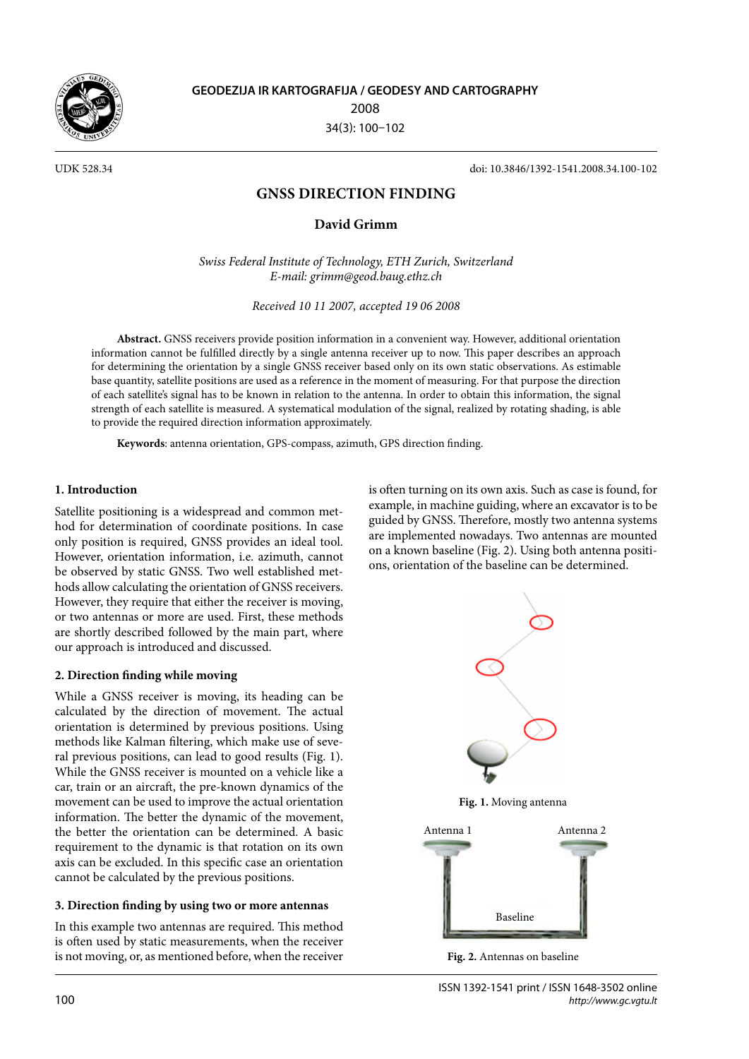UDK 528.34

doi: 10.3846/1392-1541.2008.34.100-102

# GNSS DIRECTION FINDING

**David Grimm**

*Swiss Federal Institute of Technology, ETH Zurich, Switzerland*
*E-mail: grimm@geod.baug.ethz.ch*

*Received 10 11 2007, accepted 19 06 2008*

**Abstract.** GNSS receivers provide position information in a convenient way. However, additional orientation information cannot be fulfilled directly by a single antenna receiver up to now. This paper describes an approach for determining the orientation by a single GNSS receiver based only on its own static observations. As estimable base quantity, satellite positions are used as a reference in the moment of measuring. For that purpose the direction of each satellite's signal has to be known in relation to the antenna. In order to obtain this information, the signal strength of each satellite is measured. A systematical modulation of the signal, realized by rotating shading, is able to provide the required direction information approximately.

**Keywords**: antenna orientation, GPS-compass, azimuth, GPS direction finding.

## 1. Introduction

Satellite positioning is a widespread and common method for determination of coordinate positions. In case only position is required, GNSS provides an ideal tool. However, orientation information, i.e. azimuth, cannot be observed by static GNSS. Two well established methods allow calculating the orientation of GNSS receivers. However, they require that either the receiver is moving, or two antennas or more are used. First, these methods are shortly described followed by the main part, where our approach is introduced and discussed.

## 2. Direction finding while moving

While a GNSS receiver is moving, its heading can be calculated by the direction of movement. The actual orientation is determined by previous positions. Using methods like Kalman filtering, which make use of several previous positions, can lead to good results (Fig. 1). While the GNSS receiver is mounted on a vehicle like a car, train or an aircraft, the pre-known dynamics of the movement can be used to improve the actual orientation information. The better the dynamic of the movement, the better the orientation can be determined. A basic requirement to the dynamic is that rotation on its own axis can be excluded. In this specific case an orientation cannot be calculated by the previous positions.

## 3. Direction finding by using two or more antennas

In this example two antennas are required. This method is often used by static measurements, when the receiver is not moving, or, as mentioned before, when the receiver is often turning on its own axis. Such as case is found, for example, in machine guiding, where an excavator is to be guided by GNSS. Therefore, mostly two antenna systems are implemented nowadays. Two antennas are mounted on a known baseline (Fig. 2). Using both antenna positions, orientation of the baseline can be determined.

**Fig. 1.** Moving antenna

Antenna 1

Antenna 2

Baseline

**Fig. 2.** Antennas on baseline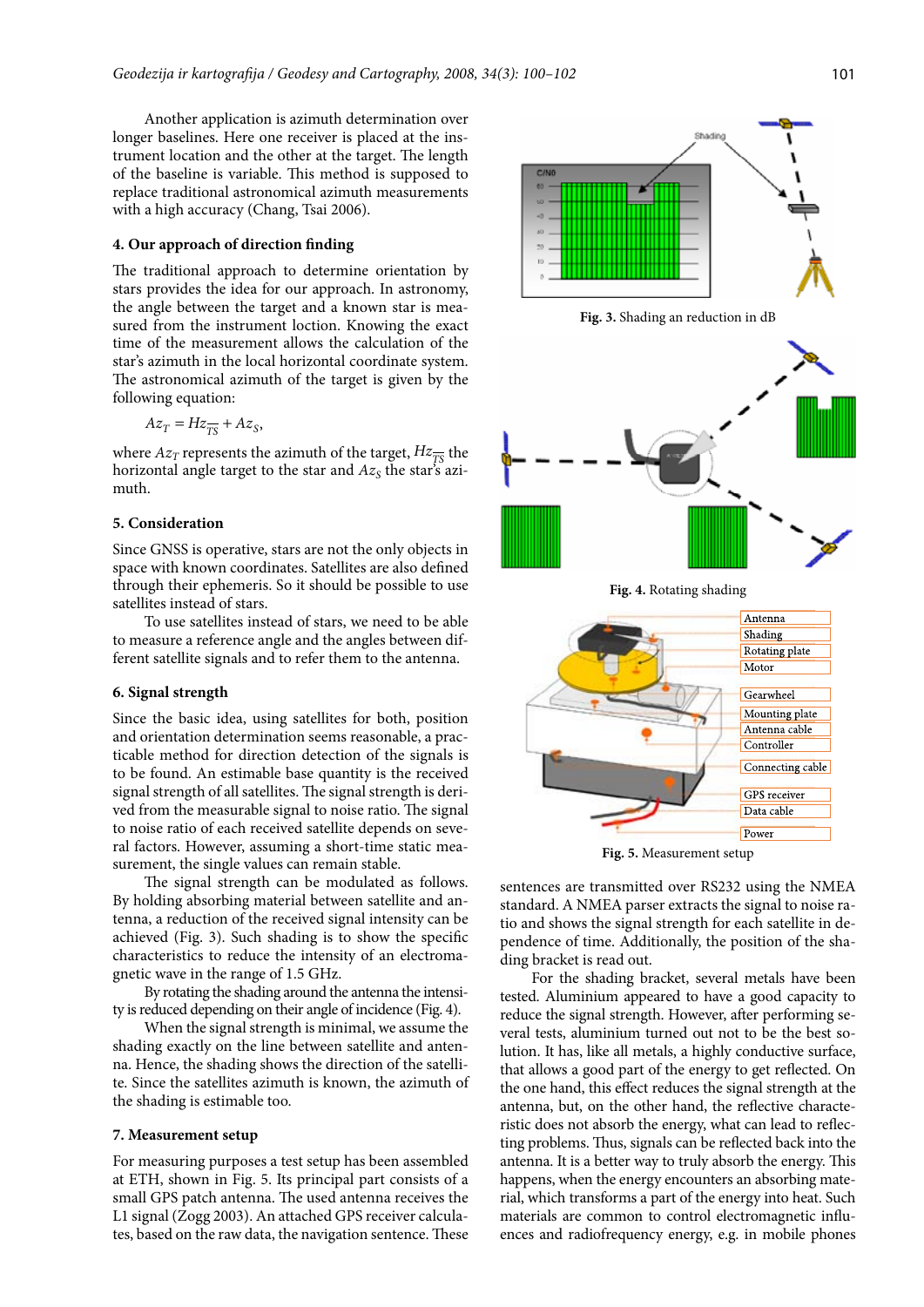Another application is azimuth determination over longer baselines. Here one receiver is placed at the instrument location and the other at the target. The length of the baseline is variable. This method is supposed to replace traditional astronomical azimuth measurements with a high accuracy (Chang, Tsai 2006).

## 4. Our approach of direction finding

The traditional approach to determine orientation by stars provides the idea for our approach. In astronomy, the angle between the target and a known star is measured from the instrument location. Knowing the exact time of the measurement allows the calculation of the star's azimuth in the local horizontal coordinate system. The astronomical azimuth of the target is given by the following equation:

$$Az_T = Hz_{\overline{TS}} + Az_S,$$

where $Az_T$ represents the azimuth of the target, $Hz_{\overline{TS}}$ the horizontal angle target to the star and $Az_S$ the star's azimuth.

## 5. Consideration

Since GNSS is operative, stars are not the only objects in space with known coordinates. Satellites are also defined through their ephemeris. So it should be possible to use satellites instead of stars.

To use satellites instead of stars, we need to be able to measure a reference angle and the angles between different satellite signals and to refer them to the antenna.

## 6. Signal strength

Since the basic idea, using satellites for both, position and orientation determination seems reasonable, a practicable method for direction detection of the signals is to be found. An estimable base quantity is the received signal strength of all satellites. The signal strength is derived from the measurable signal to noise ratio. The signal to noise ratio of each received satellite depends on several factors. However, assuming a short-time static measurement, the single values can remain stable.

The signal strength can be modulated as follows. By holding absorbing material between satellite and antenna, a reduction of the received signal intensity can be achieved (Fig. 3). Such shading is to show the specific characteristics to reduce the intensity of an electromagnetic wave in the range of 1.5 GHz.

By rotating the shading around the antenna the intensity is reduced depending on their angle of incidence (Fig. 4).

When the signal strength is minimal, we assume the shading exactly on the line between satellite and antenna. Hence, the shading shows the direction of the satellite. Since the satellites azimuth is known, the azimuth of the shading is estimable too.

## 7. Measurement setup

For measuring purposes a test setup has been assembled at ETH, shown in Fig. 5. Its principal part consists of a small GPS patch antenna. The used antenna receives the L1 signal (Zogg 2003). An attached GPS receiver calculates, based on the raw data, the navigation sentence. These sentences are transmitted over RS232 using the NMEA standard. A NMEA parser extracts the signal to noise ratio and shows the signal strength for each satellite in dependence of time. Additionally, the position of the shading bracket is read out.

**Fig. 3.** Shading an reduction in dB

**Fig. 4.** Rotating shading

**Fig. 5.** Measurement setup

For the shading bracket, several metals have been tested. Aluminium appeared to have a good capacity to reduce the signal strength. However, after performing several tests, aluminium turned out not to be the best solution. It has, like all metals, a highly conductive surface, that allows a good part of the energy to get reflected. On the one hand, this effect reduces the signal strength at the antenna, but, on the other hand, the reflective characteristic does not absorb the energy, what can lead to reflecting problems. Thus, signals can be reflected back into the antenna. It is a better way to truly absorb the energy. This happens, when the energy encounters an absorbing material, which transforms a part of the energy into heat. Such materials are common to control electromagnetic influences and radiofrequency energy, e.g. in mobile phones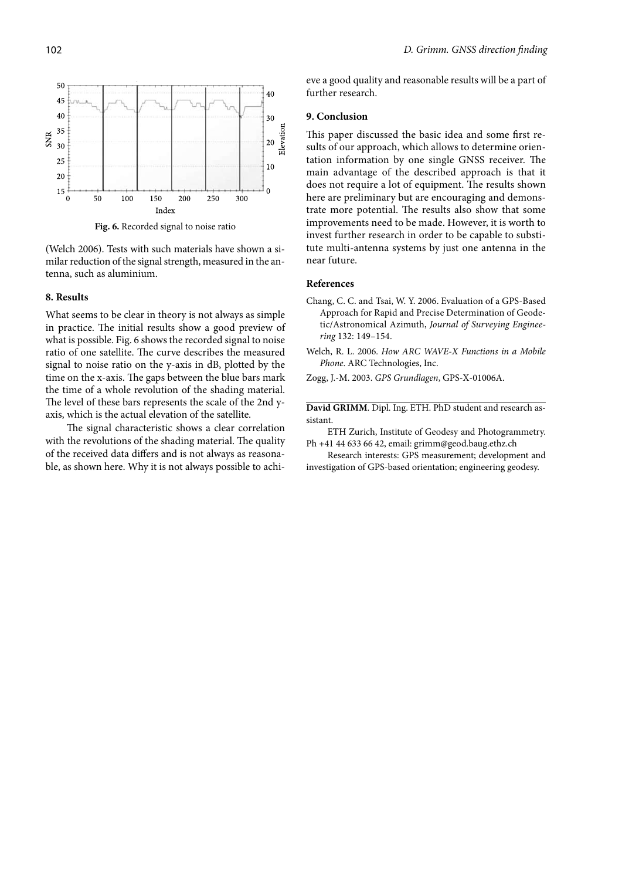50
45
40
35
30
25
20
15

40
30
20
10
0

SNR

Elevation

0 50 100 150 200 250 300

Index

**Fig. 6.** Recorded signal to noise ratio

(Welch 2006). Tests with such materials have shown a similar reduction of the signal strength, measured in the antenna, such as aluminium.

## 8. Results

What seems to be clear in theory is not always as simple in practice. The initial results show a good preview of what is possible. Fig. 6 shows the recorded signal to noise ratio of one satellite. The curve describes the measured signal to noise ratio on the y-axis in dB, plotted by the time on the x-axis. The gaps between the blue bars mark the time of a whole revolution of the shading material. The level of these bars represents the scale of the 2nd y-axis, which is the actual elevation of the satellite.

The signal characteristic shows a clear correlation with the revolutions of the shading material. The quality of the received data differs and is not always as reasonable, as shown here. Why it is not always possible to achieve a good quality and reasonable results will be a part of further research.

## 9. Conclusion

This paper discussed the basic idea and some first results of our approach, which allows to determine orientation information by one single GNSS receiver. The main advantage of the described approach is that it does not require a lot of equipment. The results shown here are preliminary but are encouraging and demonstrate more potential. The results also show that some improvements need to be made. However, it is worth to invest further research in order to be capable to substitute multi-antenna systems by just one antenna in the near future.

## References

Chang, C. C. and Tsai, W. Y. 2006. Evaluation of a GPS-Based Approach for Rapid and Precise Determination of Geodetic/Astronomical Azimuth, *Journal of Surveying Engineering* 132: 149–154.

Welch, R. L. 2006. *How ARC WAVE-X Functions in a Mobile Phone*. ARC Technologies, Inc.

Zogg, J.-M. 2003. *GPS Grundlagen*, GPS-X-01006A.

---

**David GRIMM**. Dipl. Ing. ETH. PhD student and research assistant.

ETH Zurich, Institute of Geodesy and Photogrammetry. Ph +41 44 633 66 42, email: grimm@geod.baug.ethz.ch

Research interests: GPS measurement; development and investigation of GPS-based orientation; engineering geodesy.